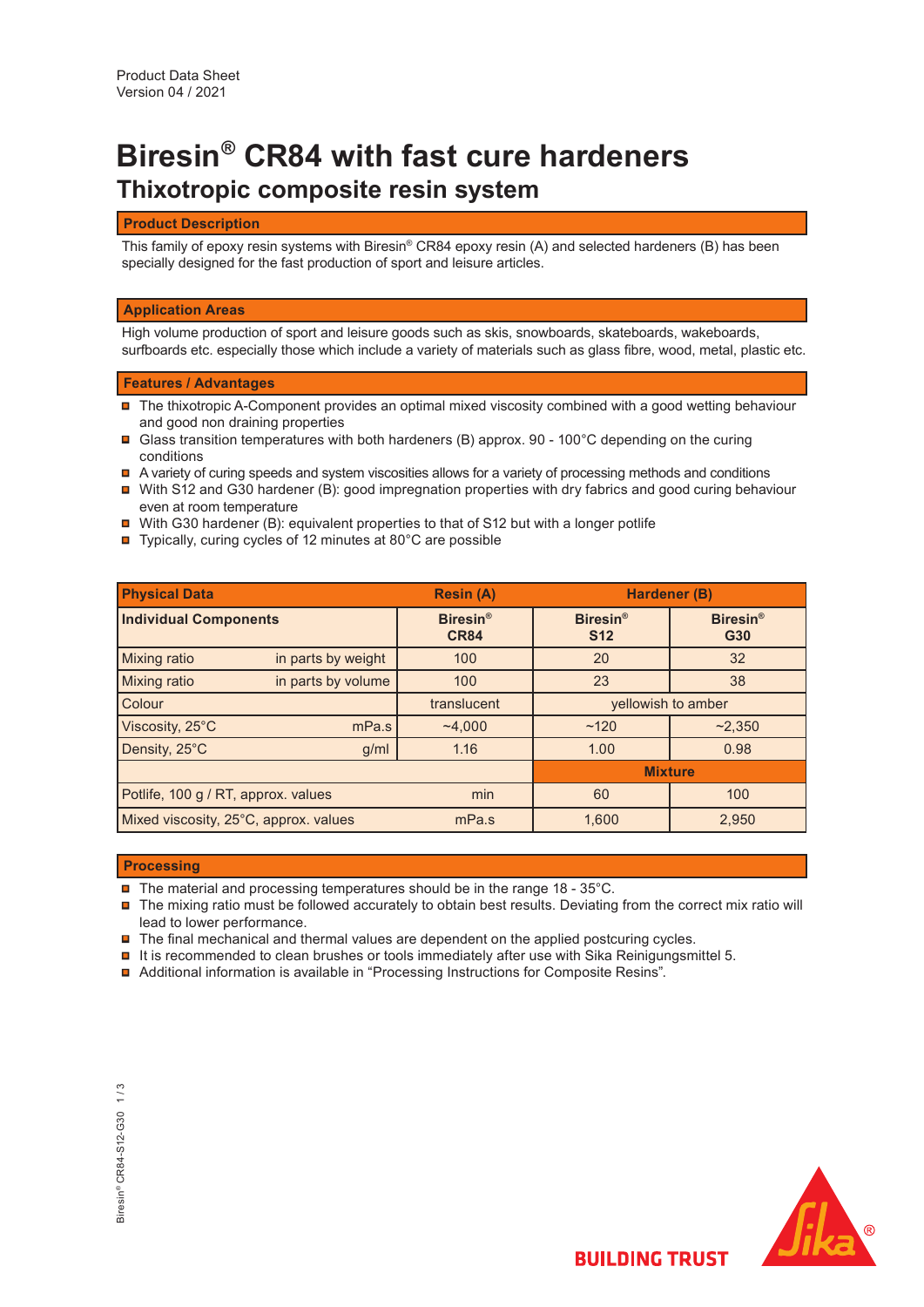Product Data Sheet
Version 04 / 2021

# Biresin® CR84 with fast cure hardeners

## Thixotropic composite resin system

### Product Description

This family of epoxy resin systems with Biresin® CR84 epoxy resin (A) and selected hardeners (B) has been specially designed for the fast production of sport and leisure articles.

### Application Areas

High volume production of sport and leisure goods such as skis, snowboards, skateboards, wakeboards, surfboards etc. especially those which include a variety of materials such as glass fibre, wood, metal, plastic etc.

### Features / Advantages

- The thixotropic A-Component provides an optimal mixed viscosity combined with a good wetting behaviour and good non draining properties
- Glass transition temperatures with both hardeners (B) approx. 90 - 100°C depending on the curing conditions
- A variety of curing speeds and system viscosities allows for a variety of processing methods and conditions
- With S12 and G30 hardener (B): good impregnation properties with dry fabrics and good curing behaviour even at room temperature
- With G30 hardener (B): equivalent properties to that of S12 but with a longer potlife
- Typically, curing cycles of 12 minutes at 80°C are possible

| Physical Data | | Resin (A) | Hardener (B) | |
|---|---|---|---|---|
| **Individual Components** | | **Biresin® CR84** | **Biresin® S12** | **Biresin® G30** |
| Mixing ratio | in parts by weight | 100 | 20 | 32 |
| Mixing ratio | in parts by volume | 100 | 23 | 38 |
| Colour | | translucent | yellowish to amber | |
| Viscosity, 25°C | mPa.s | ~4,000 | ~120 | ~2,350 |
| Density, 25°C | g/ml | 1.16 | 1.00 | 0.98 |
| | | | **Mixture** | |
| Potlife, 100 g / RT, approx. values | min | | 60 | 100 |
| Mixed viscosity, 25°C, approx. values | mPa.s | | 1,600 | 2,950 |

### Processing

- The material and processing temperatures should be in the range 18 - 35°C.
- The mixing ratio must be followed accurately to obtain best results. Deviating from the correct mix ratio will lead to lower performance.
- The final mechanical and thermal values are dependent on the applied postcuring cycles.
- It is recommended to clean brushes or tools immediately after use with Sika Reinigungsmittel 5.
- Additional information is available in "Processing Instructions for Composite Resins".

BUILDING TRUST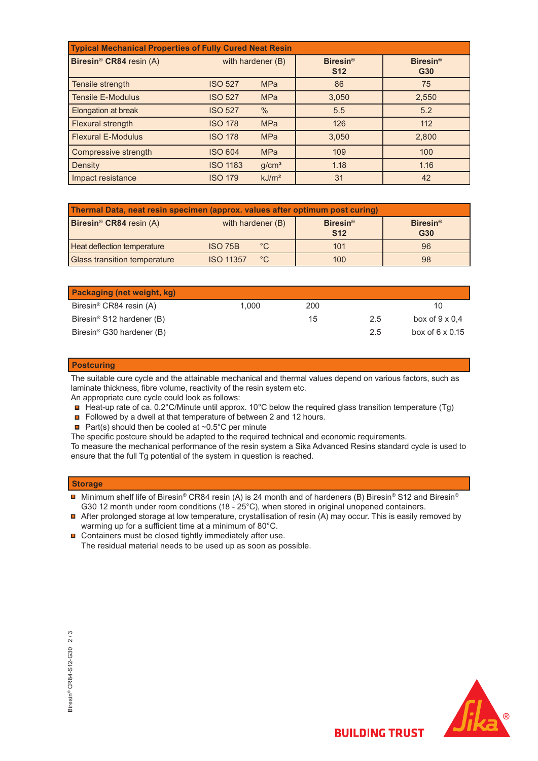| Typical Mechanical Properties of Fully Cured Neat Resin | | | | |
|---|---|---|---|---|
| **Biresin® CR84** resin (A) | with hardener (B) | | **Biresin® S12** | **Biresin® G30** |
| Tensile strength | ISO 527 | MPa | 86 | 75 |
| Tensile E-Modulus | ISO 527 | MPa | 3,050 | 2,550 |
| Elongation at break | ISO 527 | % | 5.5 | 5.2 |
| Flexural strength | ISO 178 | MPa | 126 | 112 |
| Flexural E-Modulus | ISO 178 | MPa | 3,050 | 2,800 |
| Compressive strength | ISO 604 | MPa | 109 | 100 |
| Density | ISO 1183 | g/cm³ | 1.18 | 1.16 |
| Impact resistance | ISO 179 | kJ/m² | 31 | 42 |

| Thermal Data, neat resin specimen (approx. values after optimum post curing) | | | | |
|---|---|---|---|---|
| **Biresin® CR84** resin (A) | with hardener (B) | | **Biresin® S12** | **Biresin® G30** |
| Heat deflection temperature | ISO 75B | °C | 101 | 96 |
| Glass transition temperature | ISO 11357 | °C | 100 | 98 |

| Packaging (net weight, kg) | | | | |
|---|---|---|---|---|
| Biresin® CR84 resin (A) | 1,000 | 200 | | 10 |
| Biresin® S12 hardener (B) | | 15 | 2.5 | box of 9 x 0,4 |
| Biresin® G30 hardener (B) | | | 2.5 | box of 6 x 0.15 |

## Postcuring

The suitable cure cycle and the attainable mechanical and thermal values depend on various factors, such as laminate thickness, fibre volume, reactivity of the resin system etc.
An appropriate cure cycle could look as follows:

- Heat-up rate of ca. 0.2°C/Minute until approx. 10°C below the required glass transition temperature (Tg)
- Followed by a dwell at that temperature of between 2 and 12 hours.
- Part(s) should then be cooled at ~0.5°C per minute

The specific postcure should be adapted to the required technical and economic requirements.
To measure the mechanical performance of the resin system a Sika Advanced Resins standard cycle is used to ensure that the full Tg potential of the system in question is reached.

## Storage

- Minimum shelf life of Biresin® CR84 resin (A) is 24 month and of hardeners (B) Biresin® S12 and Biresin® G30 12 month under room conditions (18 - 25°C), when stored in original unopened containers.
- After prolonged storage at low temperature, crystallisation of resin (A) may occur. This is easily removed by warming up for a sufficient time at a minimum of 80°C.
- Containers must be closed tightly immediately after use.
  The residual material needs to be used up as soon as possible.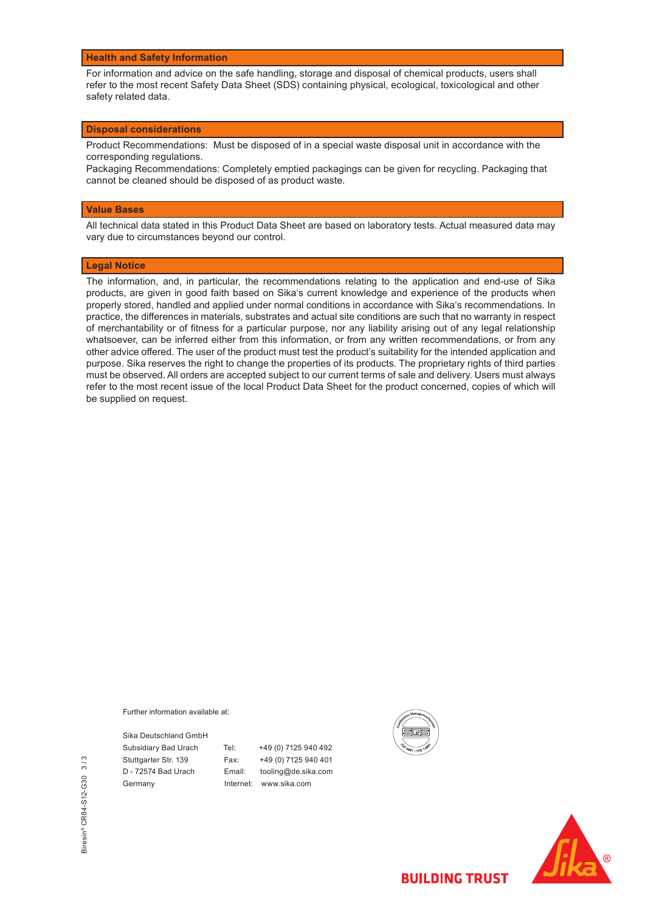## Health and Safety Information

For information and advice on the safe handling, storage and disposal of chemical products, users shall refer to the most recent Safety Data Sheet (SDS) containing physical, ecological, toxicological and other safety related data.

## Disposal considerations

Product Recommendations: Must be disposed of in a special waste disposal unit in accordance with the corresponding regulations.
Packaging Recommendations: Completely emptied packagings can be given for recycling. Packaging that cannot be cleaned should be disposed of as product waste.

## Value Bases

All technical data stated in this Product Data Sheet are based on laboratory tests. Actual measured data may vary due to circumstances beyond our control.

## Legal Notice

The information, and, in particular, the recommendations relating to the application and end-use of Sika products, are given in good faith based on Sika's current knowledge and experience of the products when properly stored, handled and applied under normal conditions in accordance with Sika's recommendations. In practice, the differences in materials, substrates and actual site conditions are such that no warranty in respect of merchantability or of fitness for a particular purpose, nor any liability arising out of any legal relationship whatsoever, can be inferred either from this information, or from any written recommendations, or from any other advice offered. The user of the product must test the product's suitability for the intended application and purpose. Sika reserves the right to change the properties of its products. The proprietary rights of third parties must be observed. All orders are accepted subject to our current terms of sale and delivery. Users must always refer to the most recent issue of the local Product Data Sheet for the product concerned, copies of which will be supplied on request.

Further information available at:

| | | |
|---|---|---|
| Sika Deutschland GmbH | | |
| Subsidiary Bad Urach | Tel: | +49 (0) 7125 940 492 |
| Stuttgarter Str. 139 | Fax: | +49 (0) 7125 940 401 |
| D - 72574 Bad Urach | Email: | tooling@de.sika.com |
| Germany | Internet: | www.sika.com |

Biresin® CR84-S12-G30

BUILDING TRUST